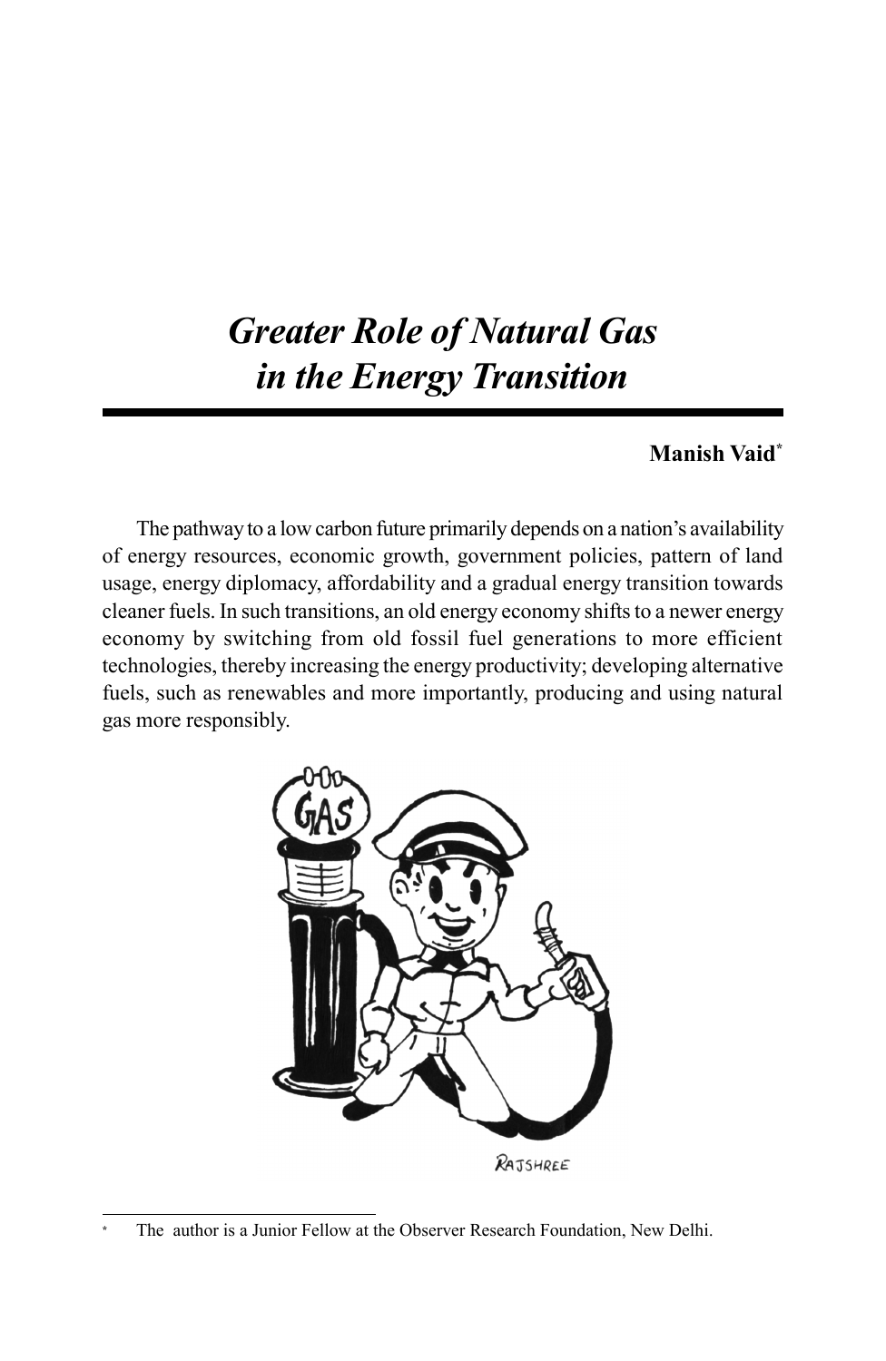# *Greater Role of Natural Gas in the Energy Transition*

**Manish Vaid***

The pathway to a low carbon future primarily depends on a nation's availability of energy resources, economic growth, government policies, pattern of land usage, energy diplomacy, affordability and a gradual energy transition towards cleaner fuels. In such transitions, an old energy economy shifts to a newer energy economy by switching from old fossil fuel generations to more efficient technologies, thereby increasing the energy productivity; developing alternative fuels, such as renewables and more importantly, producing and using natural gas more responsibly.

---

* The author is a Junior Fellow at the Observer Research Foundation, New Delhi.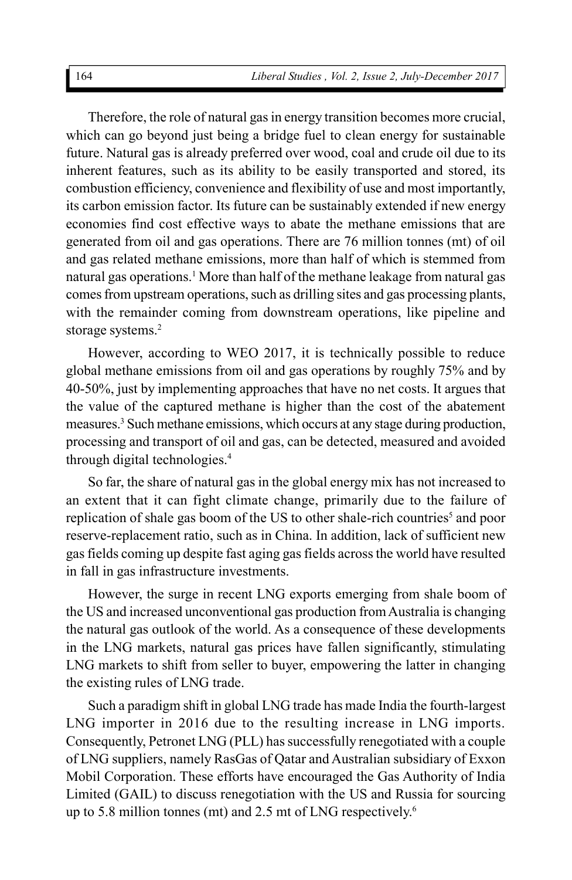Therefore, the role of natural gas in energy transition becomes more crucial, which can go beyond just being a bridge fuel to clean energy for sustainable future. Natural gas is already preferred over wood, coal and crude oil due to its inherent features, such as its ability to be easily transported and stored, its combustion efficiency, convenience and flexibility of use and most importantly, its carbon emission factor. Its future can be sustainably extended if new energy economies find cost effective ways to abate the methane emissions that are generated from oil and gas operations. There are 76 million tonnes (mt) of oil and gas related methane emissions, more than half of which is stemmed from natural gas operations.[1] More than half of the methane leakage from natural gas comes from upstream operations, such as drilling sites and gas processing plants, with the remainder coming from downstream operations, like pipeline and storage systems.[2]

However, according to WEO 2017, it is technically possible to reduce global methane emissions from oil and gas operations by roughly 75% and by 40-50%, just by implementing approaches that have no net costs. It argues that the value of the captured methane is higher than the cost of the abatement measures.[3] Such methane emissions, which occurs at any stage during production, processing and transport of oil and gas, can be detected, measured and avoided through digital technologies.[4]

So far, the share of natural gas in the global energy mix has not increased to an extent that it can fight climate change, primarily due to the failure of replication of shale gas boom of the US to other shale-rich countries[5] and poor reserve-replacement ratio, such as in China. In addition, lack of sufficient new gas fields coming up despite fast aging gas fields across the world have resulted in fall in gas infrastructure investments.

However, the surge in recent LNG exports emerging from shale boom of the US and increased unconventional gas production from Australia is changing the natural gas outlook of the world. As a consequence of these developments in the LNG markets, natural gas prices have fallen significantly, stimulating LNG markets to shift from seller to buyer, empowering the latter in changing the existing rules of LNG trade.

Such a paradigm shift in global LNG trade has made India the fourth-largest LNG importer in 2016 due to the resulting increase in LNG imports. Consequently, Petronet LNG (PLL) has successfully renegotiated with a couple of LNG suppliers, namely RasGas of Qatar and Australian subsidiary of Exxon Mobil Corporation. These efforts have encouraged the Gas Authority of India Limited (GAIL) to discuss renegotiation with the US and Russia for sourcing up to 5.8 million tonnes (mt) and 2.5 mt of LNG respectively.[6]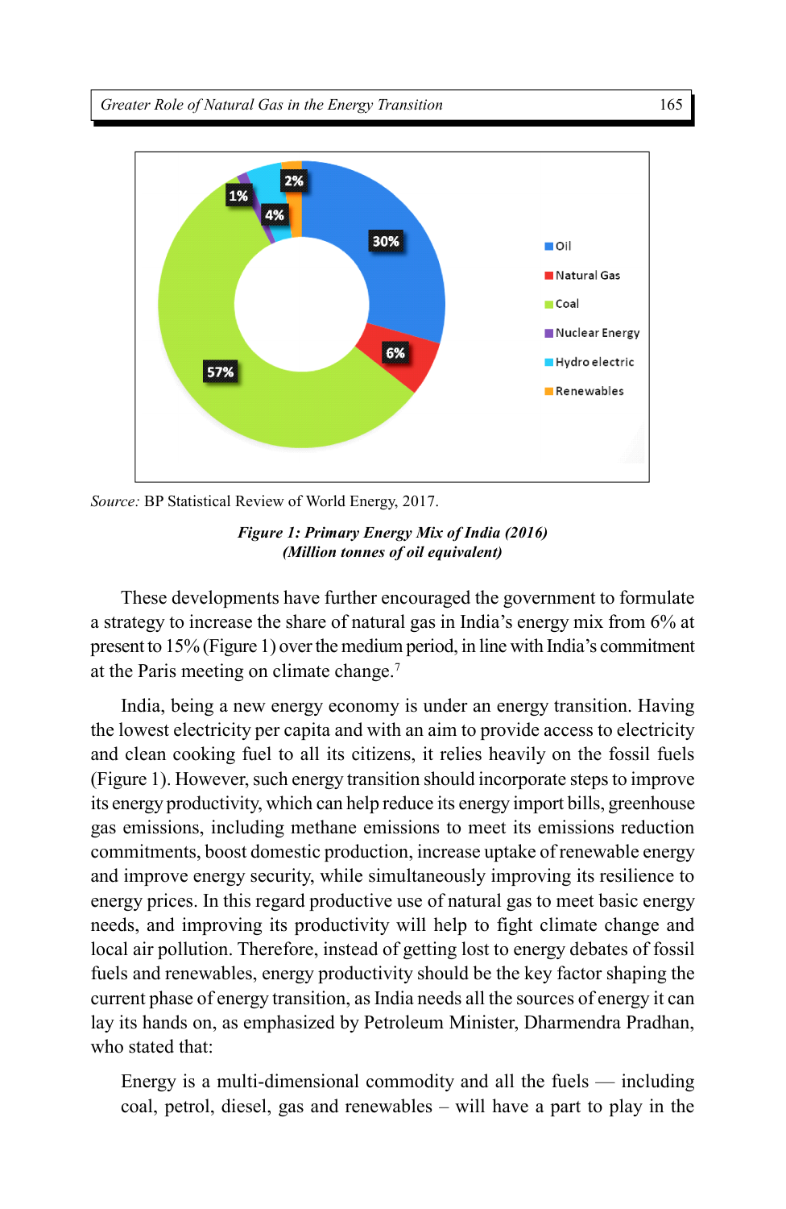Source: BP Statistical Review of World Energy, 2017.

***Figure 1: Primary Energy Mix of India (2016)***
***(Million tonnes of oil equivalent)***

These developments have further encouraged the government to formulate a strategy to increase the share of natural gas in India's energy mix from 6% at present to 15% (Figure 1) over the medium period, in line with India's commitment at the Paris meeting on climate change.[7]

India, being a new energy economy is under an energy transition. Having the lowest electricity per capita and with an aim to provide access to electricity and clean cooking fuel to all its citizens, it relies heavily on the fossil fuels (Figure 1). However, such energy transition should incorporate steps to improve its energy productivity, which can help reduce its energy import bills, greenhouse gas emissions, including methane emissions to meet its emissions reduction commitments, boost domestic production, increase uptake of renewable energy and improve energy security, while simultaneously improving its resilience to energy prices. In this regard productive use of natural gas to meet basic energy needs, and improving its productivity will help to fight climate change and local air pollution. Therefore, instead of getting lost to energy debates of fossil fuels and renewables, energy productivity should be the key factor shaping the current phase of energy transition, as India needs all the sources of energy it can lay its hands on, as emphasized by Petroleum Minister, Dharmendra Pradhan, who stated that:

> Energy is a multi-dimensional commodity and all the fuels — including coal, petrol, diesel, gas and renewables – will have a part to play in the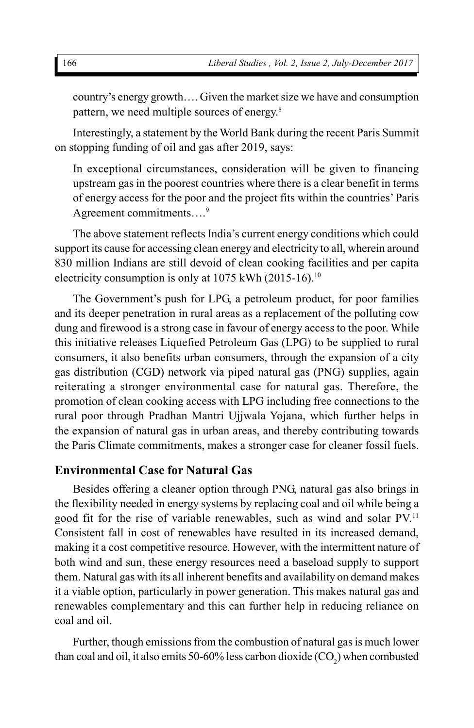country's energy growth…. Given the market size we have and consumption pattern, we need multiple sources of energy.[8]

Interestingly, a statement by the World Bank during the recent Paris Summit on stopping funding of oil and gas after 2019, says:

> In exceptional circumstances, consideration will be given to financing upstream gas in the poorest countries where there is a clear benefit in terms of energy access for the poor and the project fits within the countries' Paris Agreement commitments….[9]

The above statement reflects India's current energy conditions which could support its cause for accessing clean energy and electricity to all, wherein around 830 million Indians are still devoid of clean cooking facilities and per capita electricity consumption is only at 1075 kWh (2015-16).[10]

The Government's push for LPG, a petroleum product, for poor families and its deeper penetration in rural areas as a replacement of the polluting cow dung and firewood is a strong case in favour of energy access to the poor. While this initiative releases Liquefied Petroleum Gas (LPG) to be supplied to rural consumers, it also benefits urban consumers, through the expansion of a city gas distribution (CGD) network via piped natural gas (PNG) supplies, again reiterating a stronger environmental case for natural gas. Therefore, the promotion of clean cooking access with LPG including free connections to the rural poor through Pradhan Mantri Ujjwala Yojana, which further helps in the expansion of natural gas in urban areas, and thereby contributing towards the Paris Climate commitments, makes a stronger case for cleaner fossil fuels.

## Environmental Case for Natural Gas

Besides offering a cleaner option through PNG, natural gas also brings in the flexibility needed in energy systems by replacing coal and oil while being a good fit for the rise of variable renewables, such as wind and solar PV.[11] Consistent fall in cost of renewables have resulted in its increased demand, making it a cost competitive resource. However, with the intermittent nature of both wind and sun, these energy resources need a baseload supply to support them. Natural gas with its all inherent benefits and availability on demand makes it a viable option, particularly in power generation. This makes natural gas and renewables complementary and this can further help in reducing reliance on coal and oil.

Further, though emissions from the combustion of natural gas is much lower than coal and oil, it also emits 50-60% less carbon dioxide ($CO_2$) when combusted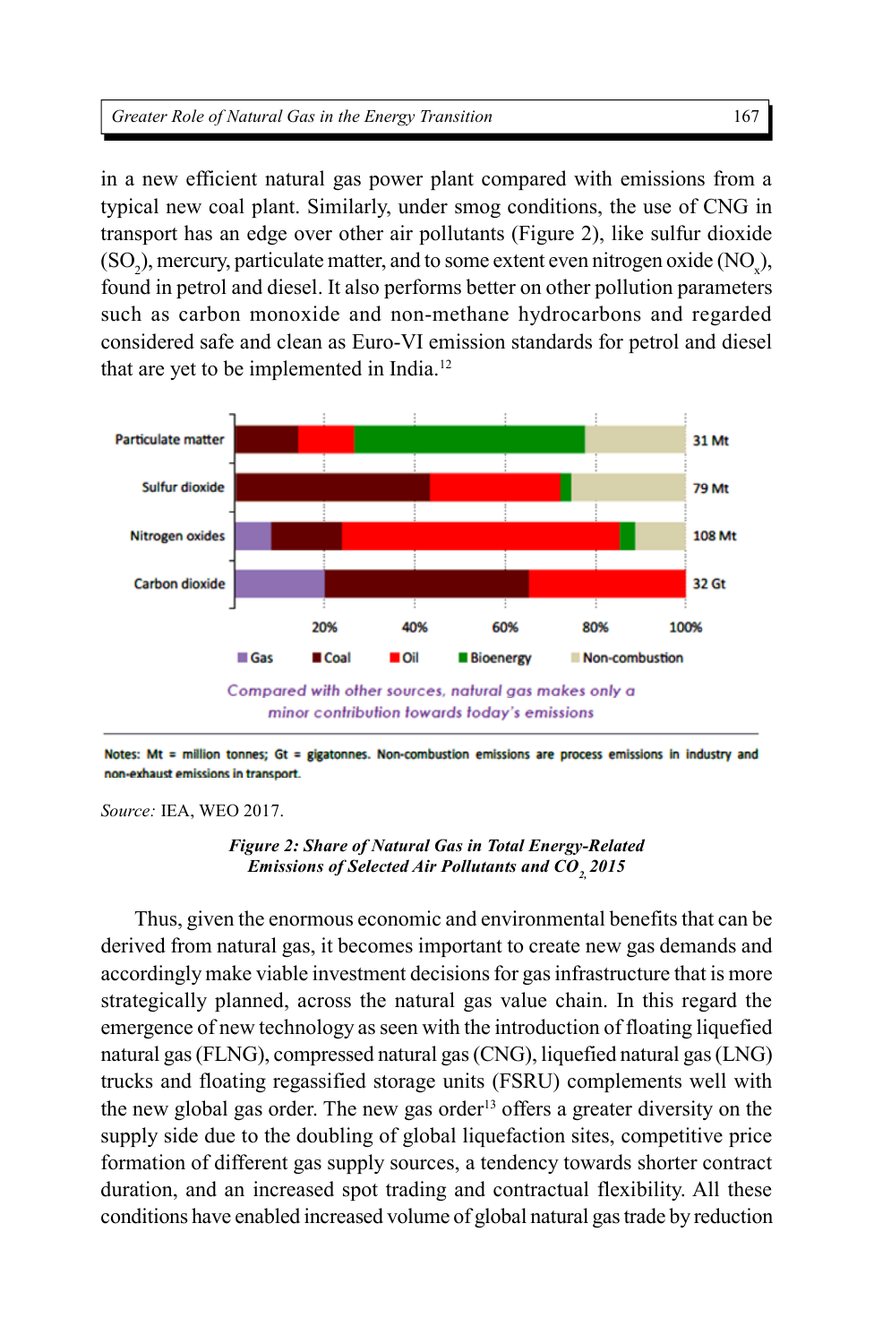in a new efficient natural gas power plant compared with emissions from a typical new coal plant. Similarly, under smog conditions, the use of CNG in transport has an edge over other air pollutants (Figure 2), like sulfur dioxide ($SO_2$), mercury, particulate matter, and to some extent even nitrogen oxide ($NO_x$), found in petrol and diesel. It also performs better on other pollution parameters such as carbon monoxide and non-methane hydrocarbons and regarded considered safe and clean as Euro-VI emission standards for petrol and diesel that are yet to be implemented in India.[12]

Particulate matter — 31 Mt
Sulfur dioxide — 79 Mt
Nitrogen oxides — 108 Mt
Carbon dioxide — 32 Gt

20% 40% 60% 80% 100%

Gas · Coal · Oil · Bioenergy · Non-combustion

Compared with other sources, natural gas makes only a minor contribution towards today's emissions

Notes: Mt = million tonnes; Gt = gigatonnes. Non-combustion emissions are process emissions in industry and non-exhaust emissions in transport.

*Source:* IEA, WEO 2017.

***Figure 2: Share of Natural Gas in Total Energy-Related Emissions of Selected Air Pollutants and $CO_2$, 2015***

Thus, given the enormous economic and environmental benefits that can be derived from natural gas, it becomes important to create new gas demands and accordingly make viable investment decisions for gas infrastructure that is more strategically planned, across the natural gas value chain. In this regard the emergence of new technology as seen with the introduction of floating liquefied natural gas (FLNG), compressed natural gas (CNG), liquefied natural gas (LNG) trucks and floating regassified storage units (FSRU) complements well with the new global gas order. The new gas order[13] offers a greater diversity on the supply side due to the doubling of global liquefaction sites, competitive price formation of different gas supply sources, a tendency towards shorter contract duration, and an increased spot trading and contractual flexibility. All these conditions have enabled increased volume of global natural gas trade by reduction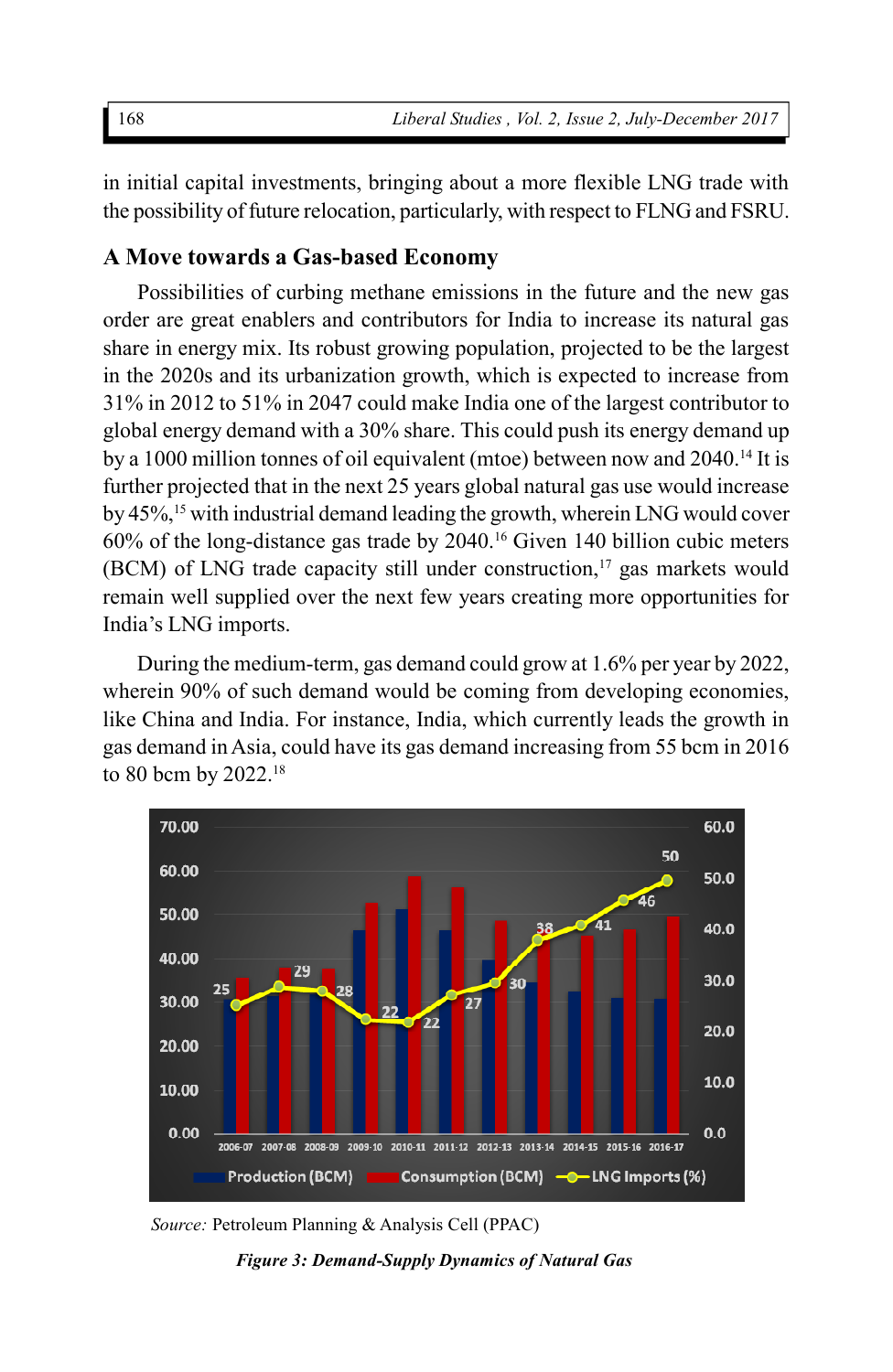in initial capital investments, bringing about a more flexible LNG trade with the possibility of future relocation, particularly, with respect to FLNG and FSRU.

## A Move towards a Gas-based Economy

Possibilities of curbing methane emissions in the future and the new gas order are great enablers and contributors for India to increase its natural gas share in energy mix. Its robust growing population, projected to be the largest in the 2020s and its urbanization growth, which is expected to increase from 31% in 2012 to 51% in 2047 could make India one of the largest contributor to global energy demand with a 30% share. This could push its energy demand up by a 1000 million tonnes of oil equivalent (mtoe) between now and 2040.[14] It is further projected that in the next 25 years global natural gas use would increase by 45%,[15] with industrial demand leading the growth, wherein LNG would cover 60% of the long-distance gas trade by 2040.[16] Given 140 billion cubic meters (BCM) of LNG trade capacity still under construction,[17] gas markets would remain well supplied over the next few years creating more opportunities for India's LNG imports.

During the medium-term, gas demand could grow at 1.6% per year by 2022, wherein 90% of such demand would be coming from developing economies, like China and India. For instance, India, which currently leads the growth in gas demand in Asia, could have its gas demand increasing from 55 bcm in 2016 to 80 bcm by 2022.[18]

*Source:* Petroleum Planning & Analysis Cell (PPAC)

***Figure 3: Demand-Supply Dynamics of Natural Gas***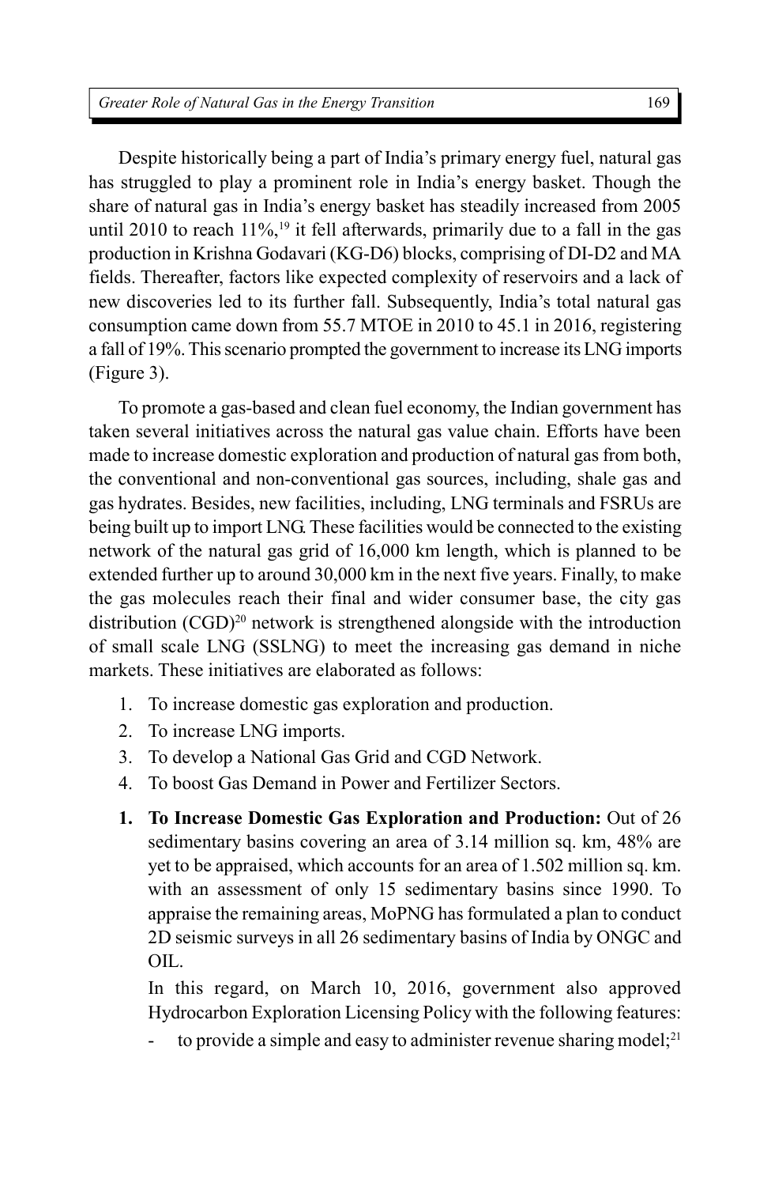Despite historically being a part of India's primary energy fuel, natural gas has struggled to play a prominent role in India's energy basket. Though the share of natural gas in India's energy basket has steadily increased from 2005 until 2010 to reach 11%,[19] it fell afterwards, primarily due to a fall in the gas production in Krishna Godavari (KG-D6) blocks, comprising of DI-D2 and MA fields. Thereafter, factors like expected complexity of reservoirs and a lack of new discoveries led to its further fall. Subsequently, India's total natural gas consumption came down from 55.7 MTOE in 2010 to 45.1 in 2016, registering a fall of 19%. This scenario prompted the government to increase its LNG imports (Figure 3).

To promote a gas-based and clean fuel economy, the Indian government has taken several initiatives across the natural gas value chain. Efforts have been made to increase domestic exploration and production of natural gas from both, the conventional and non-conventional gas sources, including, shale gas and gas hydrates. Besides, new facilities, including, LNG terminals and FSRUs are being built up to import LNG. These facilities would be connected to the existing network of the natural gas grid of 16,000 km length, which is planned to be extended further up to around 30,000 km in the next five years. Finally, to make the gas molecules reach their final and wider consumer base, the city gas distribution (CGD)[20] network is strengthened alongside with the introduction of small scale LNG (SSLNG) to meet the increasing gas demand in niche markets. These initiatives are elaborated as follows:

1. To increase domestic gas exploration and production.
2. To increase LNG imports.
3. To develop a National Gas Grid and CGD Network.
4. To boost Gas Demand in Power and Fertilizer Sectors.

1. **To Increase Domestic Gas Exploration and Production:** Out of 26 sedimentary basins covering an area of 3.14 million sq. km, 48% are yet to be appraised, which accounts for an area of 1.502 million sq. km. with an assessment of only 15 sedimentary basins since 1990. To appraise the remaining areas, MoPNG has formulated a plan to conduct 2D seismic surveys in all 26 sedimentary basins of India by ONGC and OIL.

   In this regard, on March 10, 2016, government also approved Hydrocarbon Exploration Licensing Policy with the following features:

   - to provide a simple and easy to administer revenue sharing model;[21]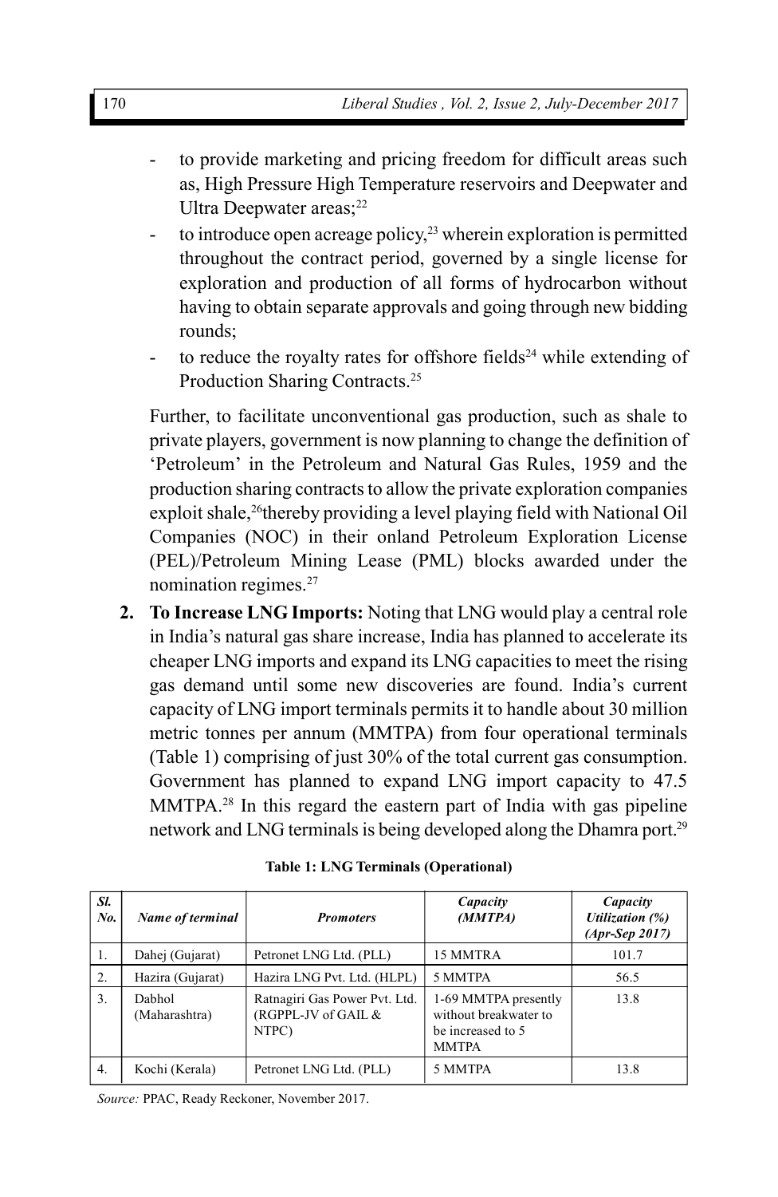- to provide marketing and pricing freedom for difficult areas such as, High Pressure High Temperature reservoirs and Deepwater and Ultra Deepwater areas;[22]
- to introduce open acreage policy,[23] wherein exploration is permitted throughout the contract period, governed by a single license for exploration and production of all forms of hydrocarbon without having to obtain separate approvals and going through new bidding rounds;
- to reduce the royalty rates for offshore fields[24] while extending of Production Sharing Contracts.[25]

Further, to facilitate unconventional gas production, such as shale to private players, government is now planning to change the definition of 'Petroleum' in the Petroleum and Natural Gas Rules, 1959 and the production sharing contracts to allow the private exploration companies exploit shale,[26]thereby providing a level playing field with National Oil Companies (NOC) in their onland Petroleum Exploration License (PEL)/Petroleum Mining Lease (PML) blocks awarded under the nomination regimes.[27]

2. **To Increase LNG Imports:** Noting that LNG would play a central role in India's natural gas share increase, India has planned to accelerate its cheaper LNG imports and expand its LNG capacities to meet the rising gas demand until some new discoveries are found. India's current capacity of LNG import terminals permits it to handle about 30 million metric tonnes per annum (MMTPA) from four operational terminals (Table 1) comprising of just 30% of the total current gas consumption. Government has planned to expand LNG import capacity to 47.5 MMTPA.[28] In this regard the eastern part of India with gas pipeline network and LNG terminals is being developed along the Dhamra port.[29]

**Table 1: LNG Terminals (Operational)**

| *Sl. No.* | *Name of terminal* | *Promoters* | *Capacity (MMTPA)* | *Capacity Utilization (%) (Apr-Sep 2017)* |
|---|---|---|---|---|
| 1. | Dahej (Gujarat) | Petronet LNG Ltd. (PLL) | 15 MMTRA | 101.7 |
| 2. | Hazira (Gujarat) | Hazira LNG Pvt. Ltd. (HLPL) | 5 MMTPA | 56.5 |
| 3. | Dabhol (Maharashtra) | Ratnagiri Gas Power Pvt. Ltd. (RGPPL-JV of GAIL & NTPC) | 1-69 MMTPA presently without breakwater to be increased to 5 MMTPA | 13.8 |
| 4. | Kochi (Kerala) | Petronet LNG Ltd. (PLL) | 5 MMTPA | 13.8 |

*Source:* PPAC, Ready Reckoner, November 2017.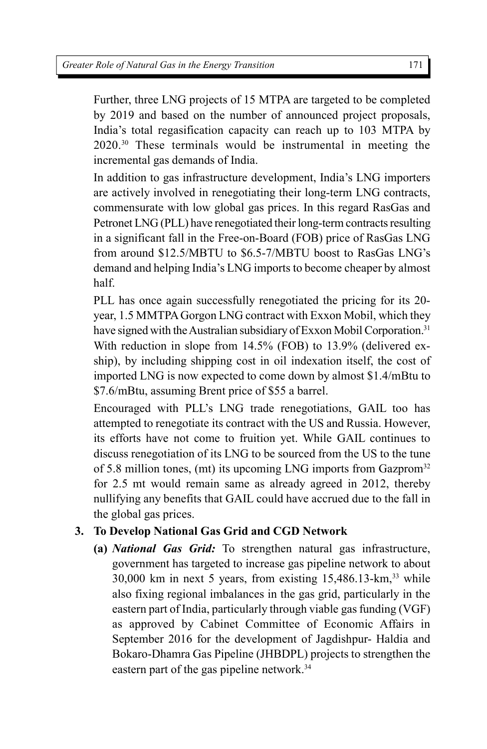Further, three LNG projects of 15 MTPA are targeted to be completed by 2019 and based on the number of announced project proposals, India's total regasification capacity can reach up to 103 MTPA by 2020.[30] These terminals would be instrumental in meeting the incremental gas demands of India.

In addition to gas infrastructure development, India's LNG importers are actively involved in renegotiating their long-term LNG contracts, commensurate with low global gas prices. In this regard RasGas and Petronet LNG (PLL) have renegotiated their long-term contracts resulting in a significant fall in the Free-on-Board (FOB) price of RasGas LNG from around \$12.5/MBTU to \$6.5-7/MBTU boost to RasGas LNG's demand and helping India's LNG imports to become cheaper by almost half.

PLL has once again successfully renegotiated the pricing for its 20-year, 1.5 MMTPA Gorgon LNG contract with Exxon Mobil, which they have signed with the Australian subsidiary of Exxon Mobil Corporation.[31] With reduction in slope from 14.5% (FOB) to 13.9% (delivered ex-ship), by including shipping cost in oil indexation itself, the cost of imported LNG is now expected to come down by almost \$1.4/mBtu to \$7.6/mBtu, assuming Brent price of \$55 a barrel.

Encouraged with PLL's LNG trade renegotiations, GAIL too has attempted to renegotiate its contract with the US and Russia. However, its efforts have not come to fruition yet. While GAIL continues to discuss renegotiation of its LNG to be sourced from the US to the tune of 5.8 million tones, (mt) its upcoming LNG imports from Gazprom[32] for 2.5 mt would remain same as already agreed in 2012, thereby nullifying any benefits that GAIL could have accrued due to the fall in the global gas prices.

**3. To Develop National Gas Grid and CGD Network**

**(a)** ***National Gas Grid:*** To strengthen natural gas infrastructure, government has targeted to increase gas pipeline network to about 30,000 km in next 5 years, from existing 15,486.13-km,[33] while also fixing regional imbalances in the gas grid, particularly in the eastern part of India, particularly through viable gas funding (VGF) as approved by Cabinet Committee of Economic Affairs in September 2016 for the development of Jagdishpur- Haldia and Bokaro-Dhamra Gas Pipeline (JHBDPL) projects to strengthen the eastern part of the gas pipeline network.[34]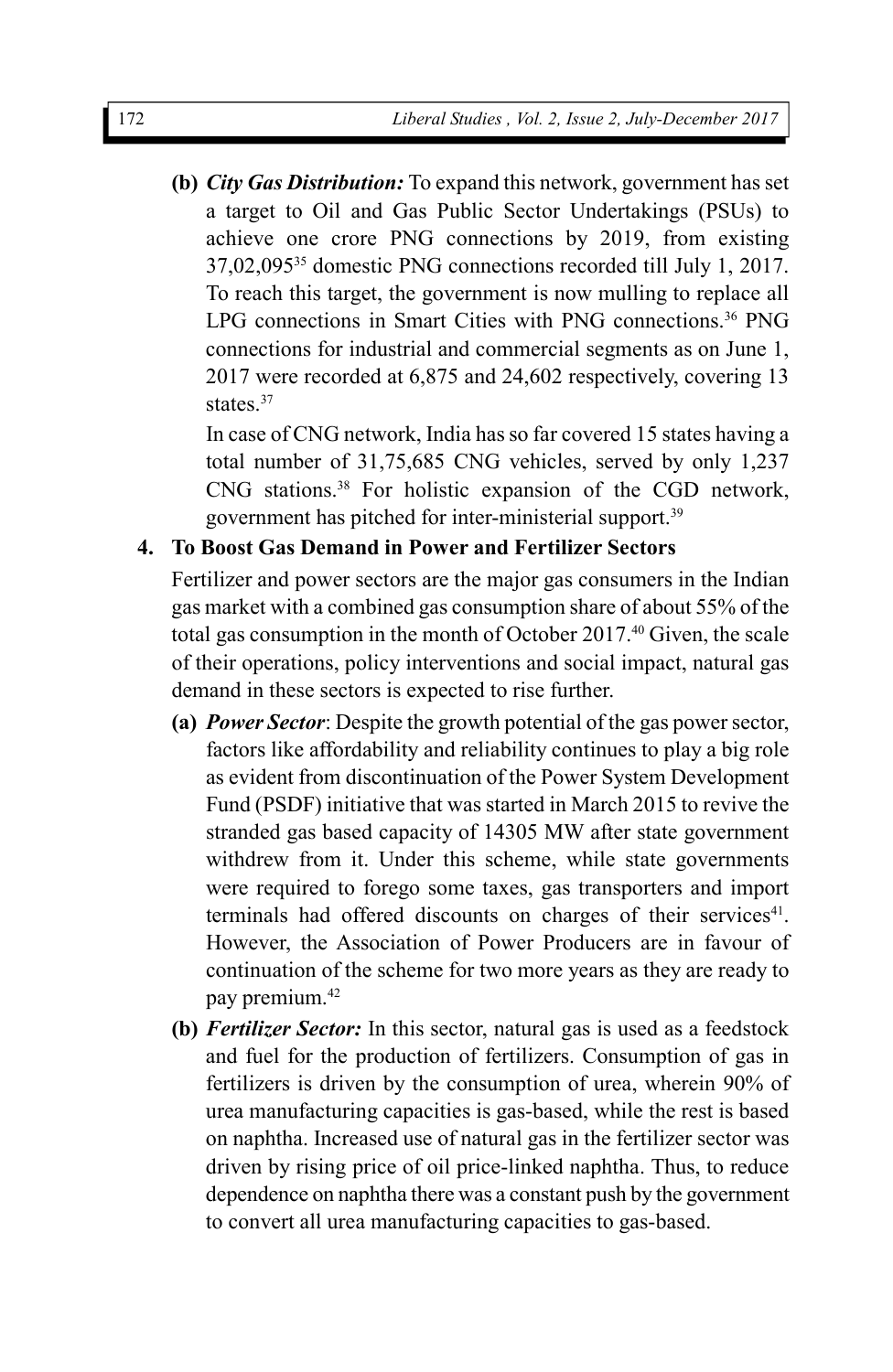**(b)** ***City Gas Distribution:*** To expand this network, government has set a target to Oil and Gas Public Sector Undertakings (PSUs) to achieve one crore PNG connections by 2019, from existing 37,02,095[35] domestic PNG connections recorded till July 1, 2017. To reach this target, the government is now mulling to replace all LPG connections in Smart Cities with PNG connections.[36] PNG connections for industrial and commercial segments as on June 1, 2017 were recorded at 6,875 and 24,602 respectively, covering 13 states.[37]

In case of CNG network, India has so far covered 15 states having a total number of 31,75,685 CNG vehicles, served by only 1,237 CNG stations.[38] For holistic expansion of the CGD network, government has pitched for inter-ministerial support.[39]

**4. To Boost Gas Demand in Power and Fertilizer Sectors**

Fertilizer and power sectors are the major gas consumers in the Indian gas market with a combined gas consumption share of about 55% of the total gas consumption in the month of October 2017.[40] Given, the scale of their operations, policy interventions and social impact, natural gas demand in these sectors is expected to rise further.

**(a)** ***Power Sector***: Despite the growth potential of the gas power sector, factors like affordability and reliability continues to play a big role as evident from discontinuation of the Power System Development Fund (PSDF) initiative that was started in March 2015 to revive the stranded gas based capacity of 14305 MW after state government withdrew from it. Under this scheme, while state governments were required to forego some taxes, gas transporters and import terminals had offered discounts on charges of their services[41]. However, the Association of Power Producers are in favour of continuation of the scheme for two more years as they are ready to pay premium.[42]

**(b)** ***Fertilizer Sector:*** In this sector, natural gas is used as a feedstock and fuel for the production of fertilizers. Consumption of gas in fertilizers is driven by the consumption of urea, wherein 90% of urea manufacturing capacities is gas-based, while the rest is based on naphtha. Increased use of natural gas in the fertilizer sector was driven by rising price of oil price-linked naphtha. Thus, to reduce dependence on naphtha there was a constant push by the government to convert all urea manufacturing capacities to gas-based.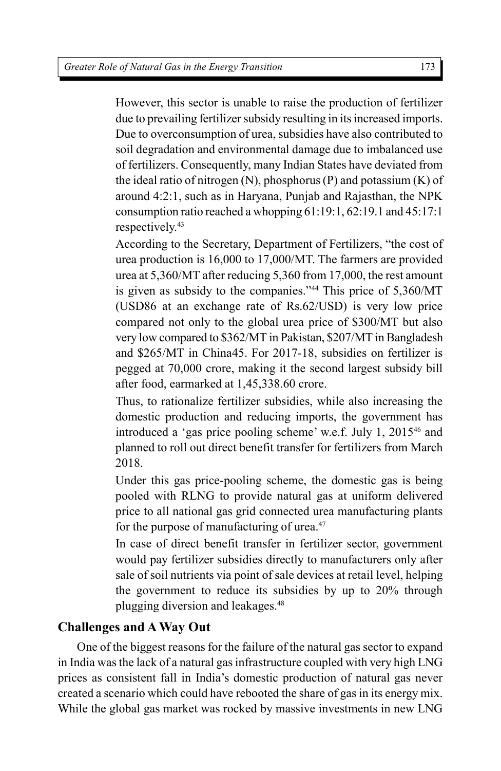However, this sector is unable to raise the production of fertilizer due to prevailing fertilizer subsidy resulting in its increased imports. Due to overconsumption of urea, subsidies have also contributed to soil degradation and environmental damage due to imbalanced use of fertilizers. Consequently, many Indian States have deviated from the ideal ratio of nitrogen (N), phosphorus (P) and potassium (K) of around 4:2:1, such as in Haryana, Punjab and Rajasthan, the NPK consumption ratio reached a whopping 61:19:1, 62:19.1 and 45:17:1 respectively.[43]

According to the Secretary, Department of Fertilizers, "the cost of urea production is 16,000 to 17,000/MT. The farmers are provided urea at 5,360/MT after reducing 5,360 from 17,000, the rest amount is given as subsidy to the companies."[44] This price of 5,360/MT (USD86 at an exchange rate of Rs.62/USD) is very low price compared not only to the global urea price of $300/MT but also very low compared to $362/MT in Pakistan, $207/MT in Bangladesh and $265/MT in China45. For 2017-18, subsidies on fertilizer is pegged at 70,000 crore, making it the second largest subsidy bill after food, earmarked at 1,45,338.60 crore.

Thus, to rationalize fertilizer subsidies, while also increasing the domestic production and reducing imports, the government has introduced a 'gas price pooling scheme' w.e.f. July 1, 2015[46] and planned to roll out direct benefit transfer for fertilizers from March 2018.

Under this gas price-pooling scheme, the domestic gas is being pooled with RLNG to provide natural gas at uniform delivered price to all national gas grid connected urea manufacturing plants for the purpose of manufacturing of urea.[47]

In case of direct benefit transfer in fertilizer sector, government would pay fertilizer subsidies directly to manufacturers only after sale of soil nutrients via point of sale devices at retail level, helping the government to reduce its subsidies by up to 20% through plugging diversion and leakages.[48]

## Challenges and A Way Out

One of the biggest reasons for the failure of the natural gas sector to expand in India was the lack of a natural gas infrastructure coupled with very high LNG prices as consistent fall in India's domestic production of natural gas never created a scenario which could have rebooted the share of gas in its energy mix. While the global gas market was rocked by massive investments in new LNG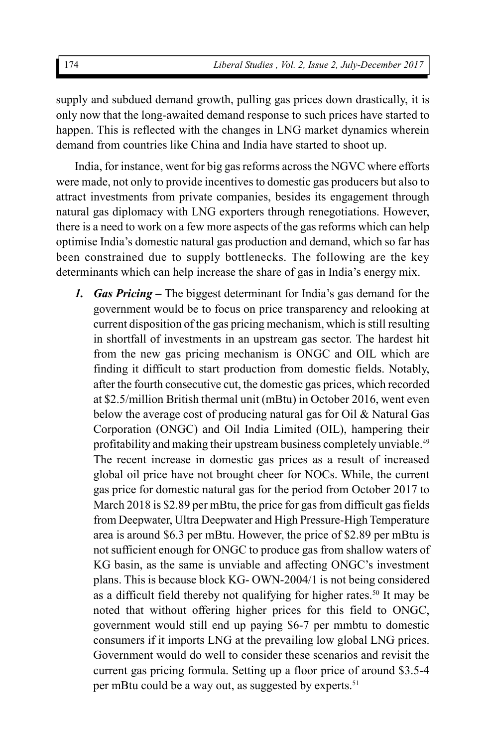supply and subdued demand growth, pulling gas prices down drastically, it is only now that the long-awaited demand response to such prices have started to happen. This is reflected with the changes in LNG market dynamics wherein demand from countries like China and India have started to shoot up.

India, for instance, went for big gas reforms across the NGVC where efforts were made, not only to provide incentives to domestic gas producers but also to attract investments from private companies, besides its engagement through natural gas diplomacy with LNG exporters through renegotiations. However, there is a need to work on a few more aspects of the gas reforms which can help optimise India's domestic natural gas production and demand, which so far has been constrained due to supply bottlenecks. The following are the key determinants which can help increase the share of gas in India's energy mix.

1. ***Gas Pricing*** – The biggest determinant for India's gas demand for the government would be to focus on price transparency and relooking at current disposition of the gas pricing mechanism, which is still resulting in shortfall of investments in an upstream gas sector. The hardest hit from the new gas pricing mechanism is ONGC and OIL which are finding it difficult to start production from domestic fields. Notably, after the fourth consecutive cut, the domestic gas prices, which recorded at \$2.5/million British thermal unit (mBtu) in October 2016, went even below the average cost of producing natural gas for Oil & Natural Gas Corporation (ONGC) and Oil India Limited (OIL), hampering their profitability and making their upstream business completely unviable.[49] The recent increase in domestic gas prices as a result of increased global oil price have not brought cheer for NOCs. While, the current gas price for domestic natural gas for the period from October 2017 to March 2018 is \$2.89 per mBtu, the price for gas from difficult gas fields from Deepwater, Ultra Deepwater and High Pressure-High Temperature area is around \$6.3 per mBtu. However, the price of \$2.89 per mBtu is not sufficient enough for ONGC to produce gas from shallow waters of KG basin, as the same is unviable and affecting ONGC's investment plans. This is because block KG- OWN-2004/1 is not being considered as a difficult field thereby not qualifying for higher rates.[50] It may be noted that without offering higher prices for this field to ONGC, government would still end up paying \$6-7 per mmbtu to domestic consumers if it imports LNG at the prevailing low global LNG prices. Government would do well to consider these scenarios and revisit the current gas pricing formula. Setting up a floor price of around \$3.5-4 per mBtu could be a way out, as suggested by experts.[51]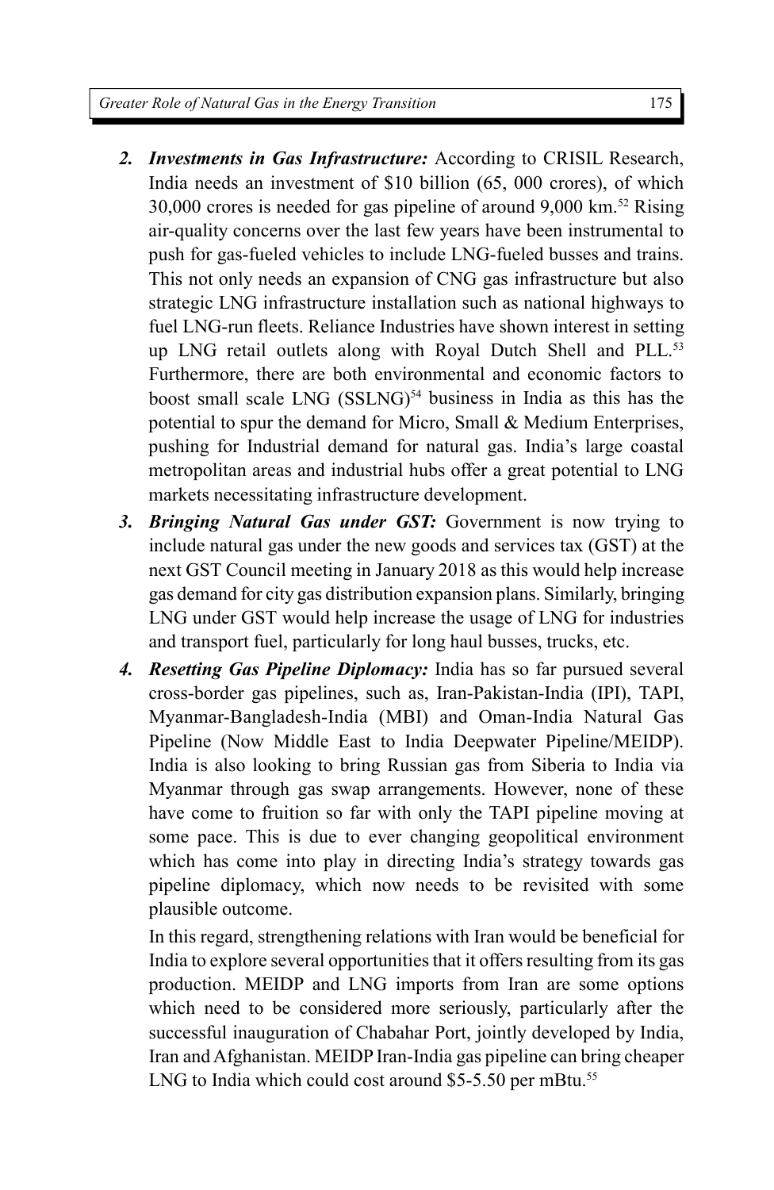2. ***Investments in Gas Infrastructure:*** According to CRISIL Research, India needs an investment of $10 billion (65, 000 crores), of which 30,000 crores is needed for gas pipeline of around 9,000 km.[52] Rising air-quality concerns over the last few years have been instrumental to push for gas-fueled vehicles to include LNG-fueled busses and trains. This not only needs an expansion of CNG gas infrastructure but also strategic LNG infrastructure installation such as national highways to fuel LNG-run fleets. Reliance Industries have shown interest in setting up LNG retail outlets along with Royal Dutch Shell and PLL.[53] Furthermore, there are both environmental and economic factors to boost small scale LNG (SSLNG)[54] business in India as this has the potential to spur the demand for Micro, Small & Medium Enterprises, pushing for Industrial demand for natural gas. India's large coastal metropolitan areas and industrial hubs offer a great potential to LNG markets necessitating infrastructure development.

3. ***Bringing Natural Gas under GST:*** Government is now trying to include natural gas under the new goods and services tax (GST) at the next GST Council meeting in January 2018 as this would help increase gas demand for city gas distribution expansion plans. Similarly, bringing LNG under GST would help increase the usage of LNG for industries and transport fuel, particularly for long haul busses, trucks, etc.

4. ***Resetting Gas Pipeline Diplomacy:*** India has so far pursued several cross-border gas pipelines, such as, Iran-Pakistan-India (IPI), TAPI, Myanmar-Bangladesh-India (MBI) and Oman-India Natural Gas Pipeline (Now Middle East to India Deepwater Pipeline/MEIDP). India is also looking to bring Russian gas from Siberia to India via Myanmar through gas swap arrangements. However, none of these have come to fruition so far with only the TAPI pipeline moving at some pace. This is due to ever changing geopolitical environment which has come into play in directing India's strategy towards gas pipeline diplomacy, which now needs to be revisited with some plausible outcome.

   In this regard, strengthening relations with Iran would be beneficial for India to explore several opportunities that it offers resulting from its gas production. MEIDP and LNG imports from Iran are some options which need to be considered more seriously, particularly after the successful inauguration of Chabahar Port, jointly developed by India, Iran and Afghanistan. MEIDP Iran-India gas pipeline can bring cheaper LNG to India which could cost around $5-5.50 per mBtu.[55]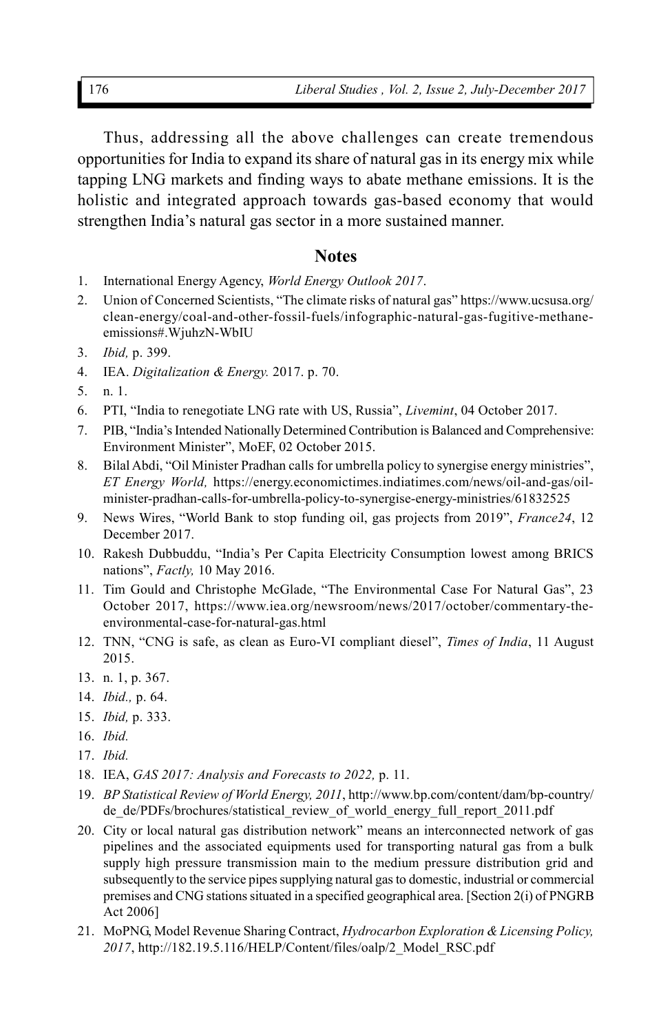Thus, addressing all the above challenges can create tremendous opportunities for India to expand its share of natural gas in its energy mix while tapping LNG markets and finding ways to abate methane emissions. It is the holistic and integrated approach towards gas-based economy that would strengthen India's natural gas sector in a more sustained manner.

## Notes

1. International Energy Agency, *World Energy Outlook 2017*.
2. Union of Concerned Scientists, "The climate risks of natural gas" https://www.ucsusa.org/clean-energy/coal-and-other-fossil-fuels/infographic-natural-gas-fugitive-methane-emissions#.WjuhzN-WbIU
3. *Ibid,* p. 399.
4. IEA. *Digitalization & Energy.* 2017. p. 70.
5. n. 1.
6. PTI, "India to renegotiate LNG rate with US, Russia", *Livemint*, 04 October 2017.
7. PIB, "India's Intended Nationally Determined Contribution is Balanced and Comprehensive: Environment Minister", MoEF, 02 October 2015.
8. Bilal Abdi, "Oil Minister Pradhan calls for umbrella policy to synergise energy ministries", *ET Energy World,* https://energy.economictimes.indiatimes.com/news/oil-and-gas/oil-minister-pradhan-calls-for-umbrella-policy-to-synergise-energy-ministries/61832525
9. News Wires, "World Bank to stop funding oil, gas projects from 2019", *France24*, 12 December 2017.
10. Rakesh Dubbuddu, "India's Per Capita Electricity Consumption lowest among BRICS nations", *Factly,* 10 May 2016.
11. Tim Gould and Christophe McGlade, "The Environmental Case For Natural Gas", 23 October 2017, https://www.iea.org/newsroom/news/2017/october/commentary-the-environmental-case-for-natural-gas.html
12. TNN, "CNG is safe, as clean as Euro-VI compliant diesel", *Times of India*, 11 August 2015.
13. n. 1, p. 367.
14. *Ibid.,* p. 64.
15. *Ibid,* p. 333.
16. *Ibid.*
17. *Ibid.*
18. IEA, *GAS 2017: Analysis and Forecasts to 2022,* p. 11.
19. *BP Statistical Review of World Energy, 2011*, http://www.bp.com/content/dam/bp-country/de_de/PDFs/brochures/statistical_review_of_world_energy_full_report_2011.pdf
20. City or local natural gas distribution network" means an interconnected network of gas pipelines and the associated equipments used for transporting natural gas from a bulk supply high pressure transmission main to the medium pressure distribution grid and subsequently to the service pipes supplying natural gas to domestic, industrial or commercial premises and CNG stations situated in a specified geographical area. [Section 2(i) of PNGRB Act 2006]
21. MoPNG, Model Revenue Sharing Contract, *Hydrocarbon Exploration & Licensing Policy, 2017*, http://182.19.5.116/HELP/Content/files/oalp/2_Model_RSC.pdf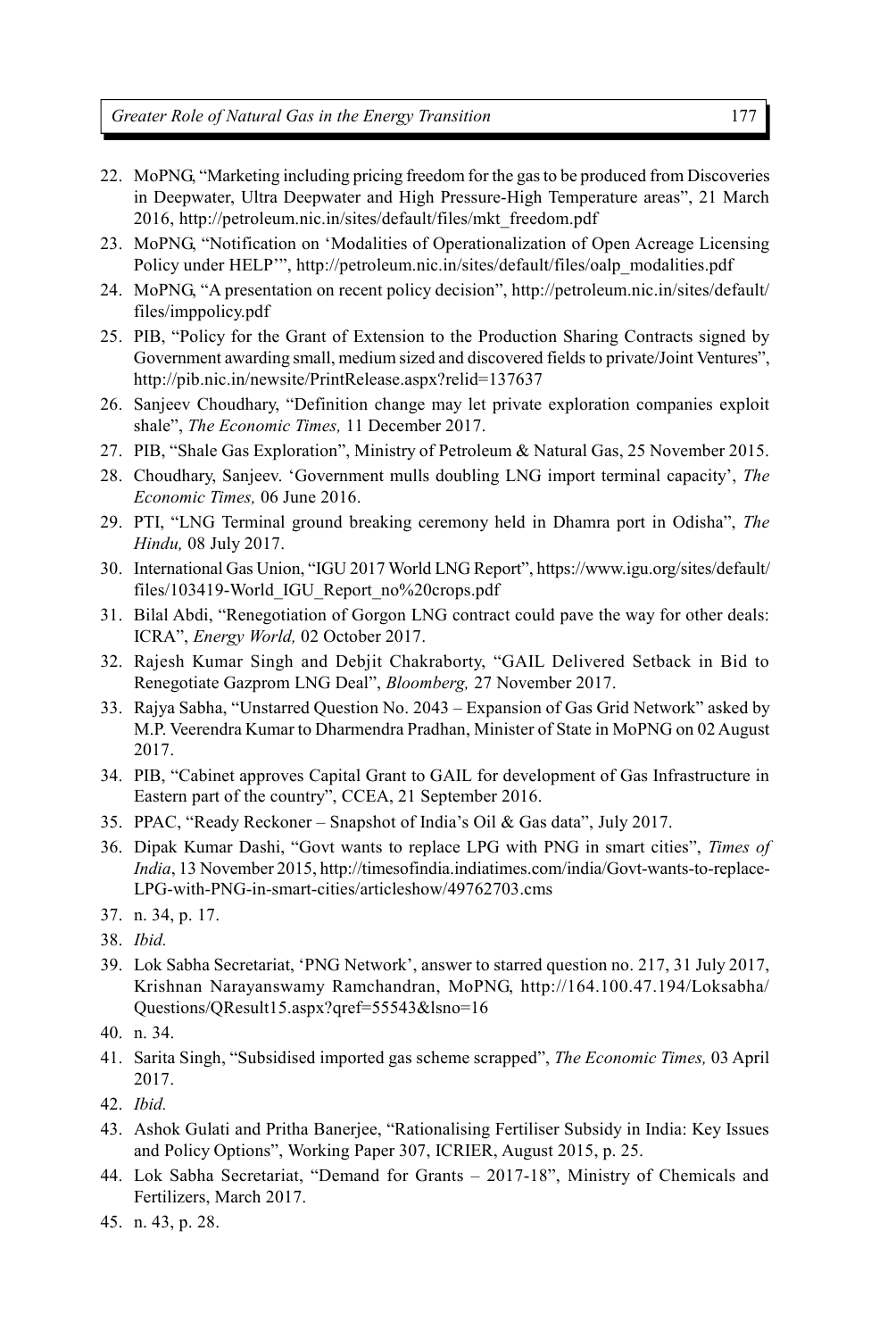22. MoPNG, "Marketing including pricing freedom for the gas to be produced from Discoveries in Deepwater, Ultra Deepwater and High Pressure-High Temperature areas", 21 March 2016, http://petroleum.nic.in/sites/default/files/mkt_freedom.pdf
23. MoPNG, "Notification on 'Modalities of Operationalization of Open Acreage Licensing Policy under HELP'", http://petroleum.nic.in/sites/default/files/oalp_modalities.pdf
24. MoPNG, "A presentation on recent policy decision", http://petroleum.nic.in/sites/default/files/imppolicy.pdf
25. PIB, "Policy for the Grant of Extension to the Production Sharing Contracts signed by Government awarding small, medium sized and discovered fields to private/Joint Ventures", http://pib.nic.in/newsite/PrintRelease.aspx?relid=137637
26. Sanjeev Choudhary, "Definition change may let private exploration companies exploit shale", *The Economic Times,* 11 December 2017.
27. PIB, "Shale Gas Exploration", Ministry of Petroleum & Natural Gas, 25 November 2015.
28. Choudhary, Sanjeev. 'Government mulls doubling LNG import terminal capacity', *The Economic Times,* 06 June 2016.
29. PTI, "LNG Terminal ground breaking ceremony held in Dhamra port in Odisha", *The Hindu,* 08 July 2017.
30. International Gas Union, "IGU 2017 World LNG Report", https://www.igu.org/sites/default/files/103419-World_IGU_Report_no%20crops.pdf
31. Bilal Abdi, "Renegotiation of Gorgon LNG contract could pave the way for other deals: ICRA", *Energy World,* 02 October 2017.
32. Rajesh Kumar Singh and Debjit Chakraborty, "GAIL Delivered Setback in Bid to Renegotiate Gazprom LNG Deal", *Bloomberg,* 27 November 2017.
33. Rajya Sabha, "Unstarred Question No. 2043 – Expansion of Gas Grid Network" asked by M.P. Veerendra Kumar to Dharmendra Pradhan, Minister of State in MoPNG on 02 August 2017.
34. PIB, "Cabinet approves Capital Grant to GAIL for development of Gas Infrastructure in Eastern part of the country", CCEA, 21 September 2016.
35. PPAC, "Ready Reckoner – Snapshot of India's Oil & Gas data", July 2017.
36. Dipak Kumar Dashi, "Govt wants to replace LPG with PNG in smart cities", *Times of India*, 13 November 2015, http://timesofindia.indiatimes.com/india/Govt-wants-to-replace-LPG-with-PNG-in-smart-cities/articleshow/49762703.cms
37. n. 34, p. 17.
38. *Ibid.*
39. Lok Sabha Secretariat, 'PNG Network', answer to starred question no. 217, 31 July 2017, Krishnan Narayanswamy Ramchandran, MoPNG, http://164.100.47.194/Loksabha/Questions/QResult15.aspx?qref=55543&lsno=16
40. n. 34.
41. Sarita Singh, "Subsidised imported gas scheme scrapped", *The Economic Times,* 03 April 2017.
42. *Ibid.*
43. Ashok Gulati and Pritha Banerjee, "Rationalising Fertiliser Subsidy in India: Key Issues and Policy Options", Working Paper 307, ICRIER, August 2015, p. 25.
44. Lok Sabha Secretariat, "Demand for Grants – 2017-18", Ministry of Chemicals and Fertilizers, March 2017.
45. n. 43, p. 28.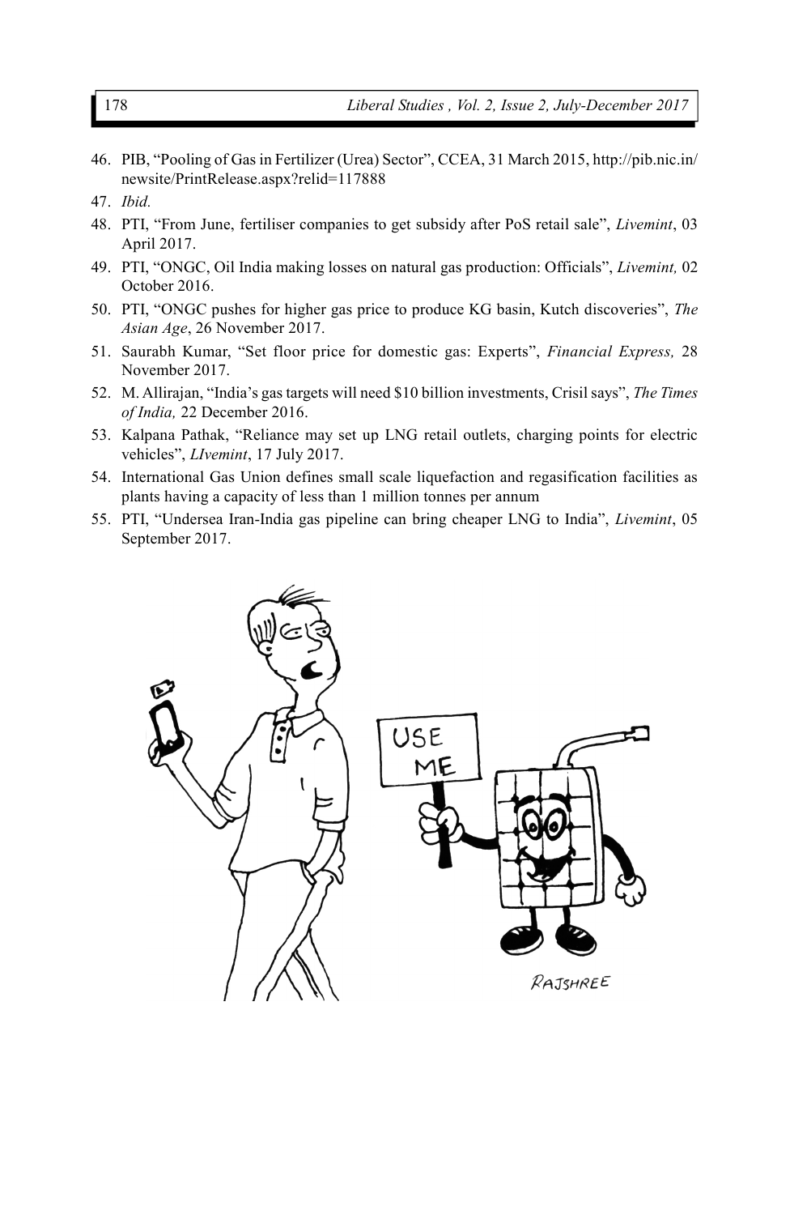46. PIB, "Pooling of Gas in Fertilizer (Urea) Sector", CCEA, 31 March 2015, http://pib.nic.in/newsite/PrintRelease.aspx?relid=117888
47. *Ibid.*
48. PTI, "From June, fertiliser companies to get subsidy after PoS retail sale", *Livemint*, 03 April 2017.
49. PTI, "ONGC, Oil India making losses on natural gas production: Officials", *Livemint,* 02 October 2016.
50. PTI, "ONGC pushes for higher gas price to produce KG basin, Kutch discoveries", *The Asian Age*, 26 November 2017.
51. Saurabh Kumar, "Set floor price for domestic gas: Experts", *Financial Express,* 28 November 2017.
52. M. Allirajan, "India's gas targets will need $10 billion investments, Crisil says", *The Times of India,* 22 December 2016.
53. Kalpana Pathak, "Reliance may set up LNG retail outlets, charging points for electric vehicles", *LIvemint*, 17 July 2017.
54. International Gas Union defines small scale liquefaction and regasification facilities as plants having a capacity of less than 1 million tonnes per annum
55. PTI, "Undersea Iran-India gas pipeline can bring cheaper LNG to India", *Livemint*, 05 September 2017.